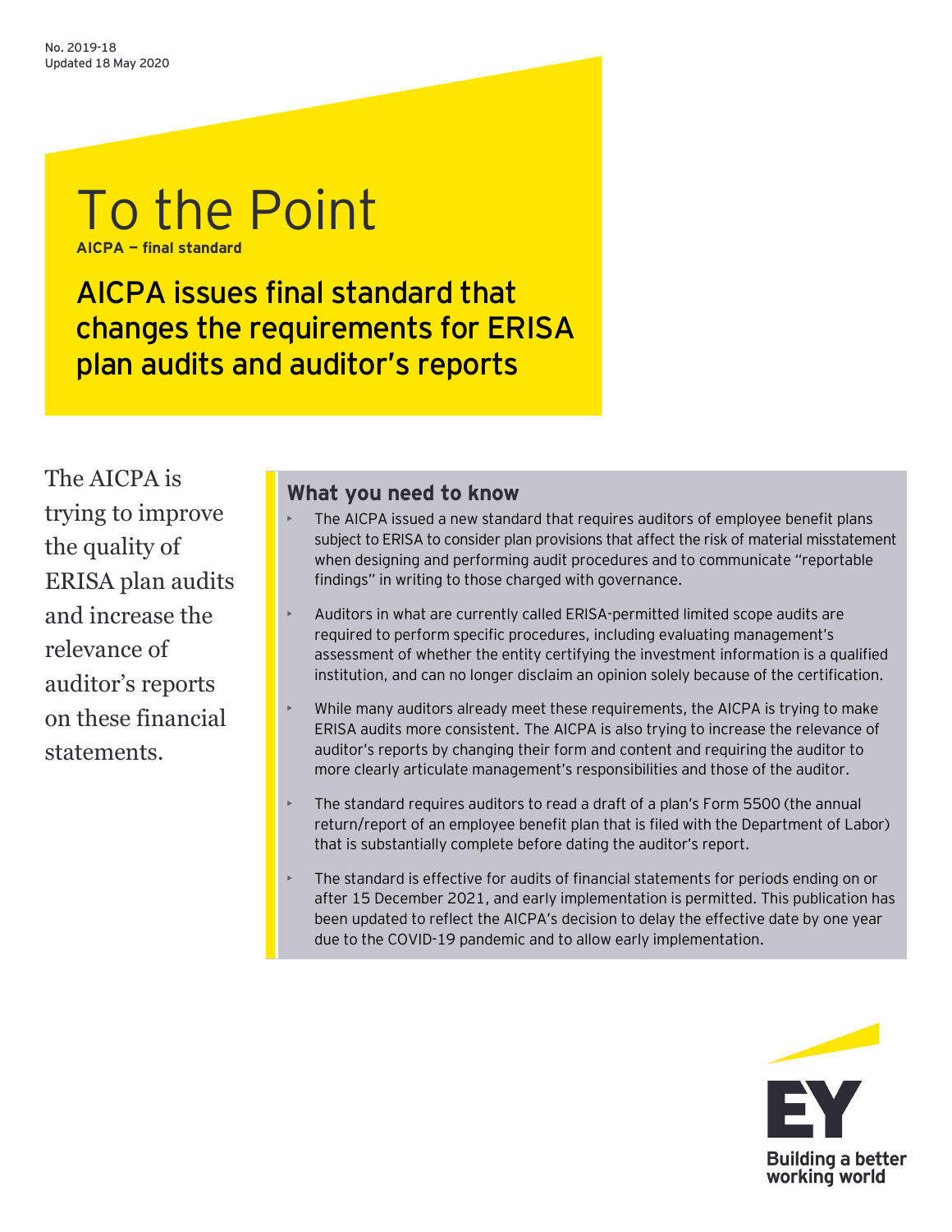No. 2019-18
Updated 18 May 2020

# To the Point

**AICPA — final standard**

## AICPA issues final standard that changes the requirements for ERISA plan audits and auditor's reports

The AICPA is trying to improve the quality of ERISA plan audits and increase the relevance of auditor's reports on these financial statements.

### What you need to know

- The AICPA issued a new standard that requires auditors of employee benefit plans subject to ERISA to consider plan provisions that affect the risk of material misstatement when designing and performing audit procedures and to communicate "reportable findings" in writing to those charged with governance.
- Auditors in what are currently called ERISA-permitted limited scope audits are required to perform specific procedures, including evaluating management's assessment of whether the entity certifying the investment information is a qualified institution, and can no longer disclaim an opinion solely because of the certification.
- While many auditors already meet these requirements, the AICPA is trying to make ERISA audits more consistent. The AICPA is also trying to increase the relevance of auditor's reports by changing their form and content and requiring the auditor to more clearly articulate management's responsibilities and those of the auditor.
- The standard requires auditors to read a draft of a plan's Form 5500 (the annual return/report of an employee benefit plan that is filed with the Department of Labor) that is substantially complete before dating the auditor's report.
- The standard is effective for audits of financial statements for periods ending on or after 15 December 2021, and early implementation is permitted. This publication has been updated to reflect the AICPA's decision to delay the effective date by one year due to the COVID-19 pandemic and to allow early implementation.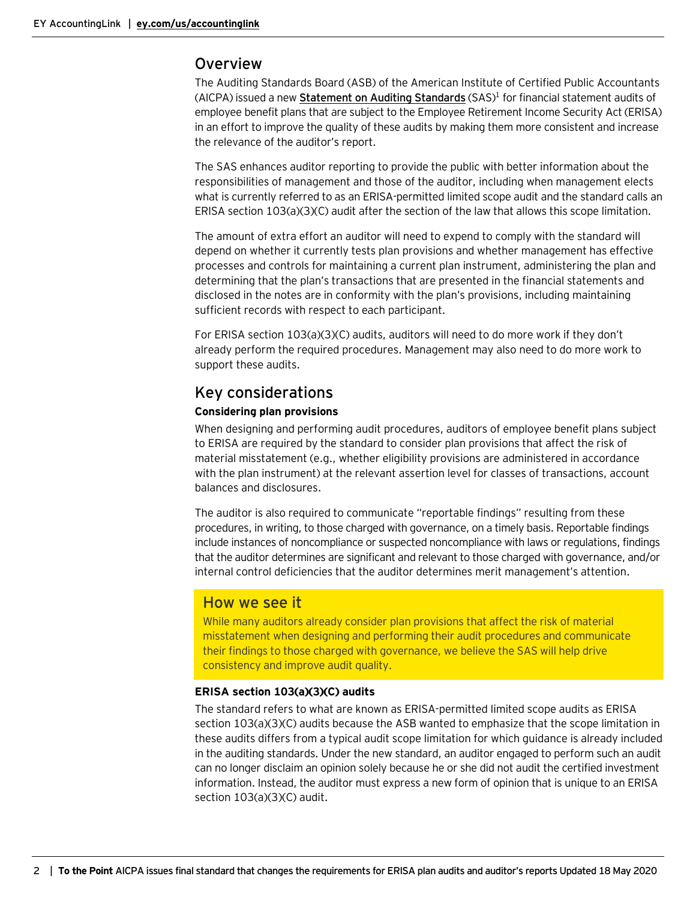## Overview

The Auditing Standards Board (ASB) of the American Institute of Certified Public Accountants (AICPA) issued a new Statement on Auditing Standards (SAS)[1] for financial statement audits of employee benefit plans that are subject to the Employee Retirement Income Security Act (ERISA) in an effort to improve the quality of these audits by making them more consistent and increase the relevance of the auditor's report.

The SAS enhances auditor reporting to provide the public with better information about the responsibilities of management and those of the auditor, including when management elects what is currently referred to as an ERISA-permitted limited scope audit and the standard calls an ERISA section 103(a)(3)(C) audit after the section of the law that allows this scope limitation.

The amount of extra effort an auditor will need to expend to comply with the standard will depend on whether it currently tests plan provisions and whether management has effective processes and controls for maintaining a current plan instrument, administering the plan and determining that the plan's transactions that are presented in the financial statements and disclosed in the notes are in conformity with the plan's provisions, including maintaining sufficient records with respect to each participant.

For ERISA section 103(a)(3)(C) audits, auditors will need to do more work if they don't already perform the required procedures. Management may also need to do more work to support these audits.

## Key considerations

**Considering plan provisions**

When designing and performing audit procedures, auditors of employee benefit plans subject to ERISA are required by the standard to consider plan provisions that affect the risk of material misstatement (e.g., whether eligibility provisions are administered in accordance with the plan instrument) at the relevant assertion level for classes of transactions, account balances and disclosures.

The auditor is also required to communicate "reportable findings" resulting from these procedures, in writing, to those charged with governance, on a timely basis. Reportable findings include instances of noncompliance or suspected noncompliance with laws or regulations, findings that the auditor determines are significant and relevant to those charged with governance, and/or internal control deficiencies that the auditor determines merit management's attention.

### How we see it

While many auditors already consider plan provisions that affect the risk of material misstatement when designing and performing their audit procedures and communicate their findings to those charged with governance, we believe the SAS will help drive consistency and improve audit quality.

**ERISA section 103(a)(3)(C) audits**

The standard refers to what are known as ERISA-permitted limited scope audits as ERISA section 103(a)(3)(C) audits because the ASB wanted to emphasize that the scope limitation in these audits differs from a typical audit scope limitation for which guidance is already included in the auditing standards. Under the new standard, an auditor engaged to perform such an audit can no longer disclaim an opinion solely because he or she did not audit the certified investment information. Instead, the auditor must express a new form of opinion that is unique to an ERISA section 103(a)(3)(C) audit.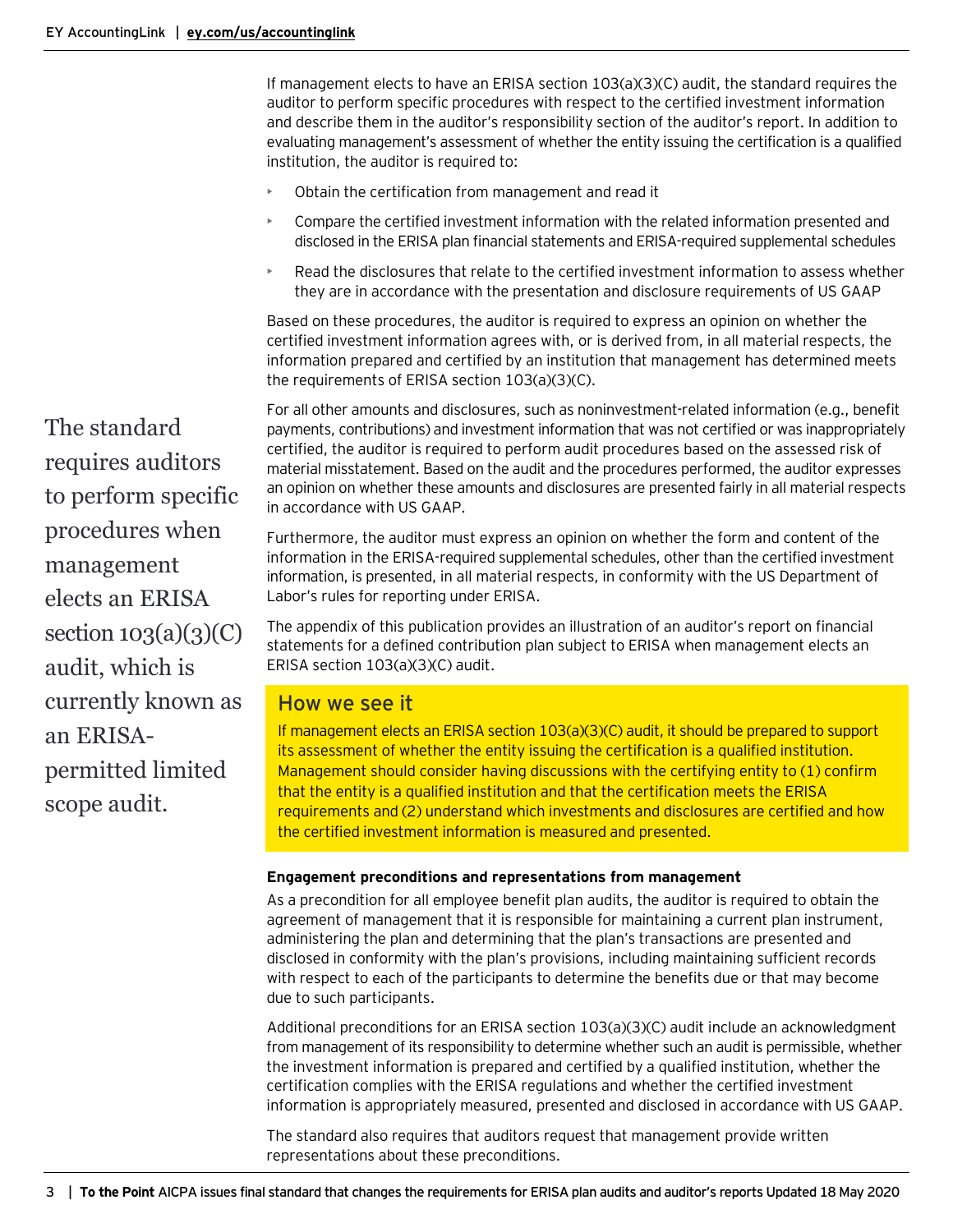If management elects to have an ERISA section 103(a)(3)(C) audit, the standard requires the auditor to perform specific procedures with respect to the certified investment information and describe them in the auditor's responsibility section of the auditor's report. In addition to evaluating management's assessment of whether the entity issuing the certification is a qualified institution, the auditor is required to:

- Obtain the certification from management and read it
- Compare the certified investment information with the related information presented and disclosed in the ERISA plan financial statements and ERISA-required supplemental schedules
- Read the disclosures that relate to the certified investment information to assess whether they are in accordance with the presentation and disclosure requirements of US GAAP

Based on these procedures, the auditor is required to express an opinion on whether the certified investment information agrees with, or is derived from, in all material respects, the information prepared and certified by an institution that management has determined meets the requirements of ERISA section 103(a)(3)(C).

The standard requires auditors to perform specific procedures when management elects an ERISA section 103(a)(3)(C) audit, which is currently known as an ERISA-permitted limited scope audit.

For all other amounts and disclosures, such as noninvestment-related information (e.g., benefit payments, contributions) and investment information that was not certified or was inappropriately certified, the auditor is required to perform audit procedures based on the assessed risk of material misstatement. Based on the audit and the procedures performed, the auditor expresses an opinion on whether these amounts and disclosures are presented fairly in all material respects in accordance with US GAAP.

Furthermore, the auditor must express an opinion on whether the form and content of the information in the ERISA-required supplemental schedules, other than the certified investment information, is presented, in all material respects, in conformity with the US Department of Labor's rules for reporting under ERISA.

The appendix of this publication provides an illustration of an auditor's report on financial statements for a defined contribution plan subject to ERISA when management elects an ERISA section 103(a)(3)(C) audit.

## How we see it

If management elects an ERISA section 103(a)(3)(C) audit, it should be prepared to support its assessment of whether the entity issuing the certification is a qualified institution. Management should consider having discussions with the certifying entity to (1) confirm that the entity is a qualified institution and that the certification meets the ERISA requirements and (2) understand which investments and disclosures are certified and how the certified investment information is measured and presented.

**Engagement preconditions and representations from management**

As a precondition for all employee benefit plan audits, the auditor is required to obtain the agreement of management that it is responsible for maintaining a current plan instrument, administering the plan and determining that the plan's transactions are presented and disclosed in conformity with the plan's provisions, including maintaining sufficient records with respect to each of the participants to determine the benefits due or that may become due to such participants.

Additional preconditions for an ERISA section 103(a)(3)(C) audit include an acknowledgment from management of its responsibility to determine whether such an audit is permissible, whether the investment information is prepared and certified by a qualified institution, whether the certification complies with the ERISA regulations and whether the certified investment information is appropriately measured, presented and disclosed in accordance with US GAAP.

The standard also requires that auditors request that management provide written representations about these preconditions.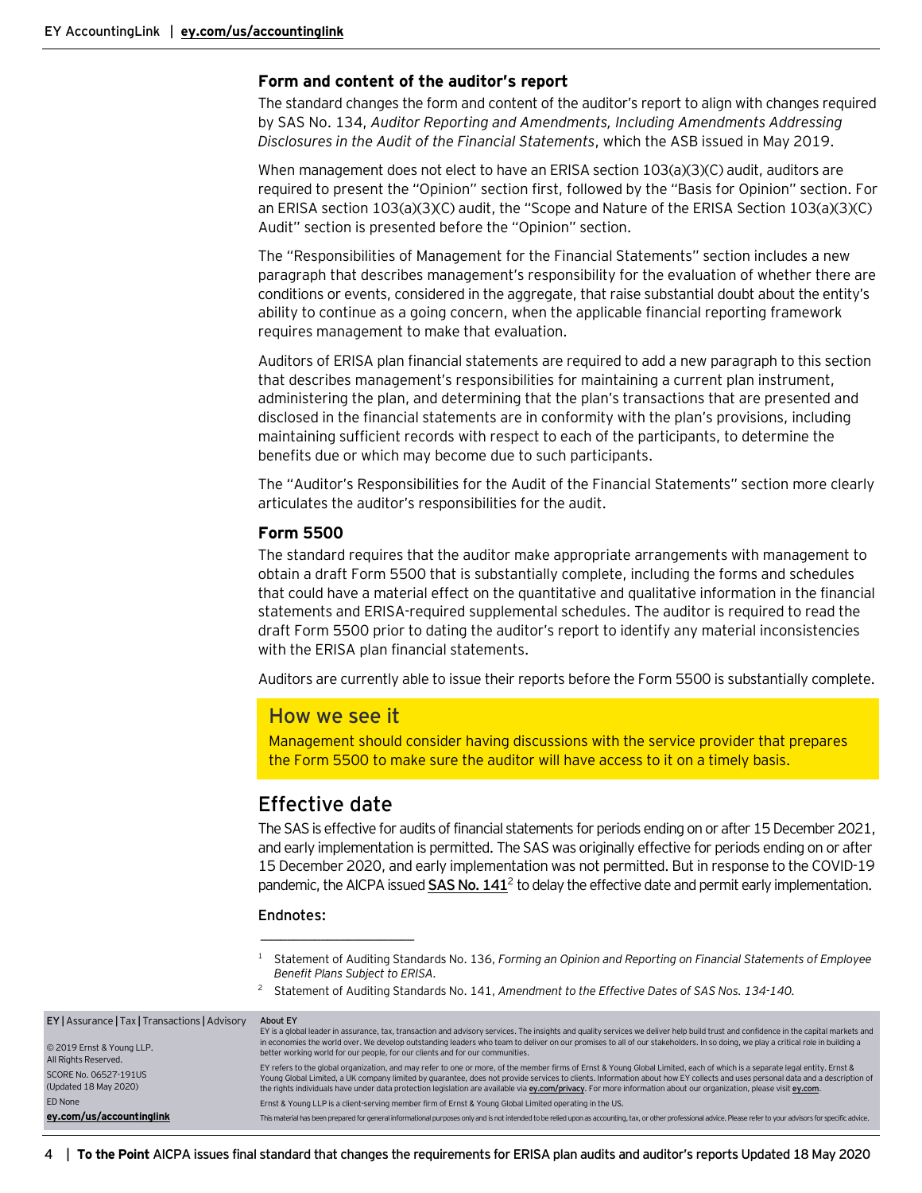### Form and content of the auditor's report

The standard changes the form and content of the auditor's report to align with changes required by SAS No. 134, *Auditor Reporting and Amendments, Including Amendments Addressing Disclosures in the Audit of the Financial Statements*, which the ASB issued in May 2019.

When management does not elect to have an ERISA section 103(a)(3)(C) audit, auditors are required to present the "Opinion" section first, followed by the "Basis for Opinion" section. For an ERISA section 103(a)(3)(C) audit, the "Scope and Nature of the ERISA Section 103(a)(3)(C) Audit" section is presented before the "Opinion" section.

The "Responsibilities of Management for the Financial Statements" section includes a new paragraph that describes management's responsibility for the evaluation of whether there are conditions or events, considered in the aggregate, that raise substantial doubt about the entity's ability to continue as a going concern, when the applicable financial reporting framework requires management to make that evaluation.

Auditors of ERISA plan financial statements are required to add a new paragraph to this section that describes management's responsibilities for maintaining a current plan instrument, administering the plan, and determining that the plan's transactions that are presented and disclosed in the financial statements are in conformity with the plan's provisions, including maintaining sufficient records with respect to each of the participants, to determine the benefits due or which may become due to such participants.

The "Auditor's Responsibilities for the Audit of the Financial Statements" section more clearly articulates the auditor's responsibilities for the audit.

### Form 5500

The standard requires that the auditor make appropriate arrangements with management to obtain a draft Form 5500 that is substantially complete, including the forms and schedules that could have a material effect on the quantitative and qualitative information in the financial statements and ERISA-required supplemental schedules. The auditor is required to read the draft Form 5500 prior to dating the auditor's report to identify any material inconsistencies with the ERISA plan financial statements.

Auditors are currently able to issue their reports before the Form 5500 is substantially complete.

> **How we see it**
>
> Management should consider having discussions with the service provider that prepares the Form 5500 to make sure the auditor will have access to it on a timely basis.

## Effective date

The SAS is effective for audits of financial statements for periods ending on or after 15 December 2021, and early implementation is permitted. The SAS was originally effective for periods ending on or after 15 December 2020, and early implementation was not permitted. But in response to the COVID-19 pandemic, the AICPA issued **SAS No. 141**[2] to delay the effective date and permit early implementation.

**Endnotes:**

[1] Statement of Auditing Standards No. 136, *Forming an Opinion and Reporting on Financial Statements of Employee Benefit Plans Subject to ERISA*.

[2] Statement of Auditing Standards No. 141, *Amendment to the Effective Dates of SAS Nos. 134-140*.

EY | Assurance | Tax | Transactions | Advisory

© 2019 Ernst & Young LLP.
All Rights Reserved.

SCORE No. 06527-191US
(Updated 18 May 2020)

ED None

**ey.com/us/accountinglink**

**About EY**

EY is a global leader in assurance, tax, transaction and advisory services. The insights and quality services we deliver help build trust and confidence in the capital markets and in economies the world over. We develop outstanding leaders who team to deliver on our promises to all of our stakeholders. In so doing, we play a critical role in building a better working world for our people, for our clients and for our communities.

EY refers to the global organization, and may refer to one or more, of the member firms of Ernst & Young Global Limited, each of which is a separate legal entity. Ernst & Young Global Limited, a UK company limited by guarantee, does not provide services to clients. Information about how EY collects and uses personal data and a description of the rights individuals have under data protection legislation are available via **ey.com/privacy**. For more information about our organization, please visit **ey.com**.

Ernst & Young LLP is a client-serving member firm of Ernst & Young Global Limited operating in the US.

This material has been prepared for general informational purposes only and is not intended to be relied upon as accounting, tax, or other professional advice. Please refer to your advisors for specific advice.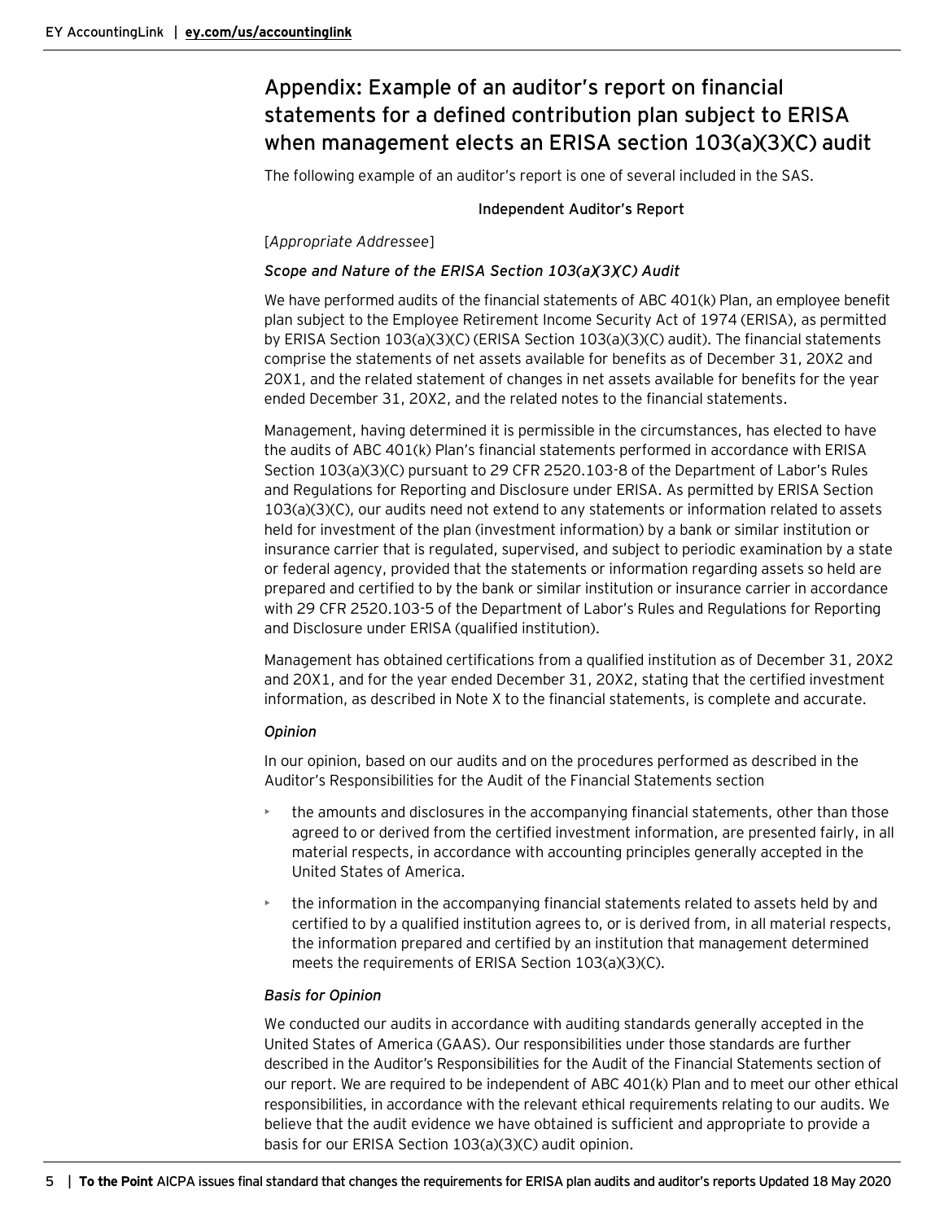## Appendix: Example of an auditor's report on financial statements for a defined contribution plan subject to ERISA when management elects an ERISA section 103(a)(3)(C) audit

The following example of an auditor's report is one of several included in the SAS.

**Independent Auditor's Report**

[*Appropriate Addressee*]

*Scope and Nature of the ERISA Section 103(a)(3)(C) Audit*

We have performed audits of the financial statements of ABC 401(k) Plan, an employee benefit plan subject to the Employee Retirement Income Security Act of 1974 (ERISA), as permitted by ERISA Section 103(a)(3)(C) (ERISA Section 103(a)(3)(C) audit). The financial statements comprise the statements of net assets available for benefits as of December 31, 20X2 and 20X1, and the related statement of changes in net assets available for benefits for the year ended December 31, 20X2, and the related notes to the financial statements.

Management, having determined it is permissible in the circumstances, has elected to have the audits of ABC 401(k) Plan's financial statements performed in accordance with ERISA Section 103(a)(3)(C) pursuant to 29 CFR 2520.103-8 of the Department of Labor's Rules and Regulations for Reporting and Disclosure under ERISA. As permitted by ERISA Section 103(a)(3)(C), our audits need not extend to any statements or information related to assets held for investment of the plan (investment information) by a bank or similar institution or insurance carrier that is regulated, supervised, and subject to periodic examination by a state or federal agency, provided that the statements or information regarding assets so held are prepared and certified to by the bank or similar institution or insurance carrier in accordance with 29 CFR 2520.103-5 of the Department of Labor's Rules and Regulations for Reporting and Disclosure under ERISA (qualified institution).

Management has obtained certifications from a qualified institution as of December 31, 20X2 and 20X1, and for the year ended December 31, 20X2, stating that the certified investment information, as described in Note X to the financial statements, is complete and accurate.

*Opinion*

In our opinion, based on our audits and on the procedures performed as described in the Auditor's Responsibilities for the Audit of the Financial Statements section

- the amounts and disclosures in the accompanying financial statements, other than those agreed to or derived from the certified investment information, are presented fairly, in all material respects, in accordance with accounting principles generally accepted in the United States of America.
- the information in the accompanying financial statements related to assets held by and certified to by a qualified institution agrees to, or is derived from, in all material respects, the information prepared and certified by an institution that management determined meets the requirements of ERISA Section 103(a)(3)(C).

*Basis for Opinion*

We conducted our audits in accordance with auditing standards generally accepted in the United States of America (GAAS). Our responsibilities under those standards are further described in the Auditor's Responsibilities for the Audit of the Financial Statements section of our report. We are required to be independent of ABC 401(k) Plan and to meet our other ethical responsibilities, in accordance with the relevant ethical requirements relating to our audits. We believe that the audit evidence we have obtained is sufficient and appropriate to provide a basis for our ERISA Section 103(a)(3)(C) audit opinion.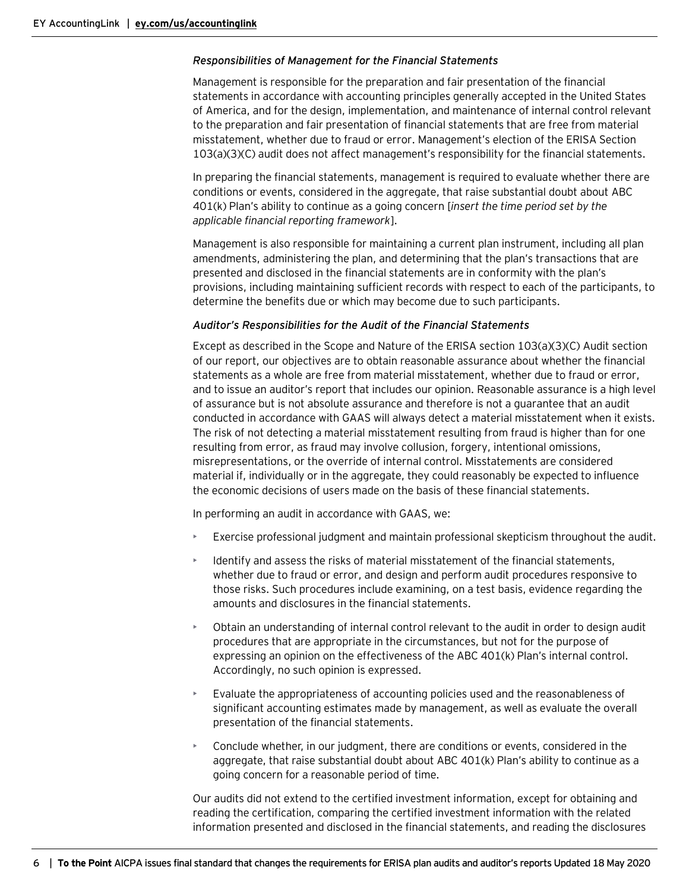*Responsibilities of Management for the Financial Statements*

Management is responsible for the preparation and fair presentation of the financial statements in accordance with accounting principles generally accepted in the United States of America, and for the design, implementation, and maintenance of internal control relevant to the preparation and fair presentation of financial statements that are free from material misstatement, whether due to fraud or error. Management's election of the ERISA Section 103(a)(3)(C) audit does not affect management's responsibility for the financial statements.

In preparing the financial statements, management is required to evaluate whether there are conditions or events, considered in the aggregate, that raise substantial doubt about ABC 401(k) Plan's ability to continue as a going concern [*insert the time period set by the applicable financial reporting framework*].

Management is also responsible for maintaining a current plan instrument, including all plan amendments, administering the plan, and determining that the plan's transactions that are presented and disclosed in the financial statements are in conformity with the plan's provisions, including maintaining sufficient records with respect to each of the participants, to determine the benefits due or which may become due to such participants.

*Auditor's Responsibilities for the Audit of the Financial Statements*

Except as described in the Scope and Nature of the ERISA section 103(a)(3)(C) Audit section of our report, our objectives are to obtain reasonable assurance about whether the financial statements as a whole are free from material misstatement, whether due to fraud or error, and to issue an auditor's report that includes our opinion. Reasonable assurance is a high level of assurance but is not absolute assurance and therefore is not a guarantee that an audit conducted in accordance with GAAS will always detect a material misstatement when it exists. The risk of not detecting a material misstatement resulting from fraud is higher than for one resulting from error, as fraud may involve collusion, forgery, intentional omissions, misrepresentations, or the override of internal control. Misstatements are considered material if, individually or in the aggregate, they could reasonably be expected to influence the economic decisions of users made on the basis of these financial statements.

In performing an audit in accordance with GAAS, we:

- Exercise professional judgment and maintain professional skepticism throughout the audit.
- Identify and assess the risks of material misstatement of the financial statements, whether due to fraud or error, and design and perform audit procedures responsive to those risks. Such procedures include examining, on a test basis, evidence regarding the amounts and disclosures in the financial statements.
- Obtain an understanding of internal control relevant to the audit in order to design audit procedures that are appropriate in the circumstances, but not for the purpose of expressing an opinion on the effectiveness of the ABC 401(k) Plan's internal control. Accordingly, no such opinion is expressed.
- Evaluate the appropriateness of accounting policies used and the reasonableness of significant accounting estimates made by management, as well as evaluate the overall presentation of the financial statements.
- Conclude whether, in our judgment, there are conditions or events, considered in the aggregate, that raise substantial doubt about ABC 401(k) Plan's ability to continue as a going concern for a reasonable period of time.

Our audits did not extend to the certified investment information, except for obtaining and reading the certification, comparing the certified investment information with the related information presented and disclosed in the financial statements, and reading the disclosures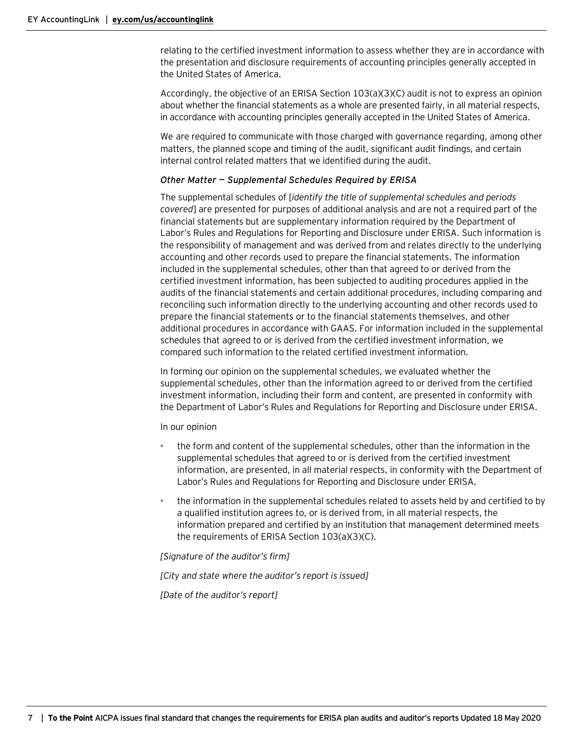relating to the certified investment information to assess whether they are in accordance with the presentation and disclosure requirements of accounting principles generally accepted in the United States of America.

Accordingly, the objective of an ERISA Section 103(a)(3)(C) audit is not to express an opinion about whether the financial statements as a whole are presented fairly, in all material respects, in accordance with accounting principles generally accepted in the United States of America.

We are required to communicate with those charged with governance regarding, among other matters, the planned scope and timing of the audit, significant audit findings, and certain internal control related matters that we identified during the audit.

*Other Matter — Supplemental Schedules Required by ERISA*

The supplemental schedules of [*identify the title of supplemental schedules and periods covered*] are presented for purposes of additional analysis and are not a required part of the financial statements but are supplementary information required by the Department of Labor's Rules and Regulations for Reporting and Disclosure under ERISA. Such information is the responsibility of management and was derived from and relates directly to the underlying accounting and other records used to prepare the financial statements. The information included in the supplemental schedules, other than that agreed to or derived from the certified investment information, has been subjected to auditing procedures applied in the audits of the financial statements and certain additional procedures, including comparing and reconciling such information directly to the underlying accounting and other records used to prepare the financial statements or to the financial statements themselves, and other additional procedures in accordance with GAAS. For information included in the supplemental schedules that agreed to or is derived from the certified investment information, we compared such information to the related certified investment information.

In forming our opinion on the supplemental schedules, we evaluated whether the supplemental schedules, other than the information agreed to or derived from the certified investment information, including their form and content, are presented in conformity with the Department of Labor's Rules and Regulations for Reporting and Disclosure under ERISA.

In our opinion

- the form and content of the supplemental schedules, other than the information in the supplemental schedules that agreed to or is derived from the certified investment information, are presented, in all material respects, in conformity with the Department of Labor's Rules and Regulations for Reporting and Disclosure under ERISA.
- the information in the supplemental schedules related to assets held by and certified to by a qualified institution agrees to, or is derived from, in all material respects, the information prepared and certified by an institution that management determined meets the requirements of ERISA Section 103(a)(3)(C).

*[Signature of the auditor's firm]*

*[City and state where the auditor's report is issued]*

*[Date of the auditor's report]*